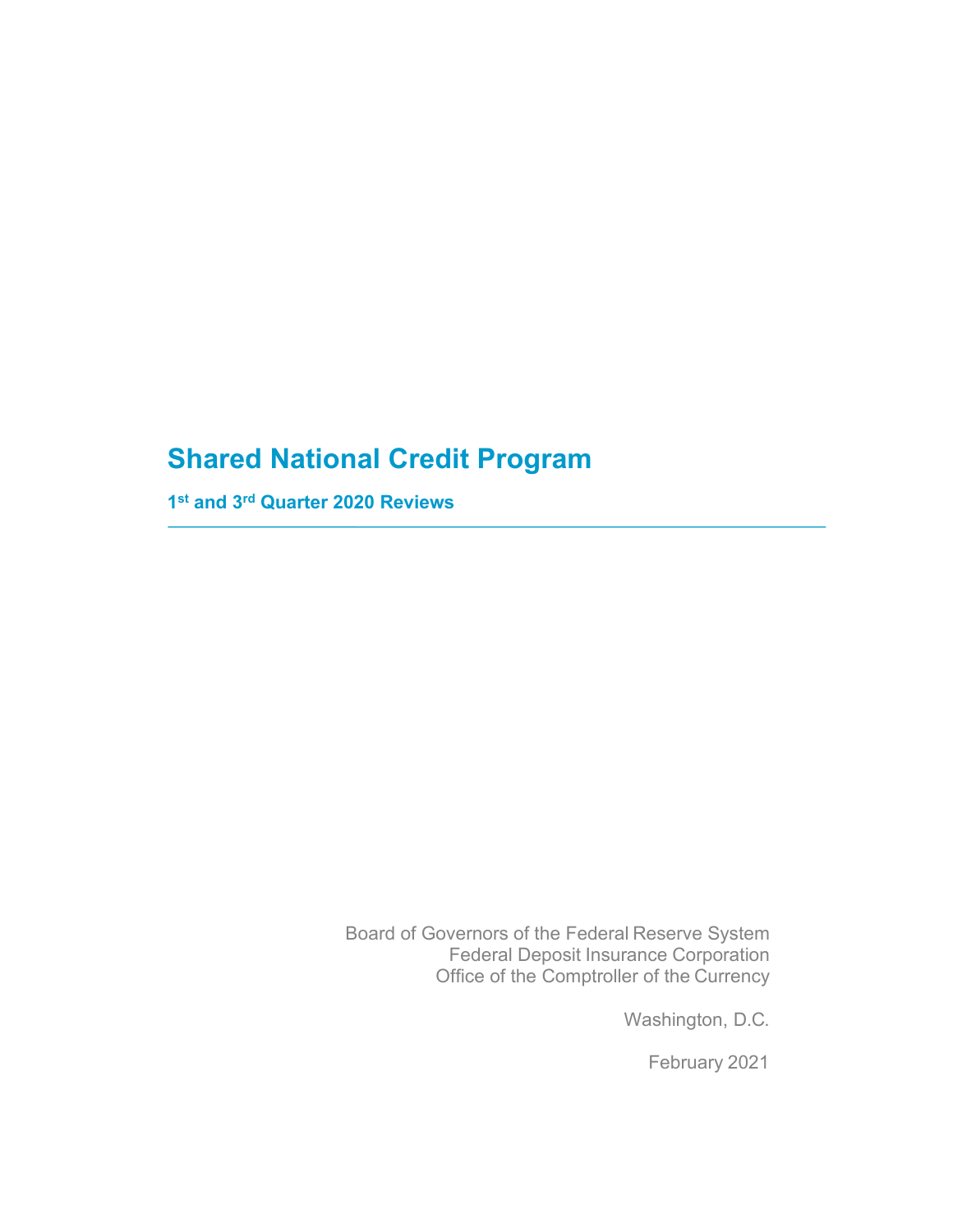# Shared National Credit Program

## 1st and 3rd Quarter 2020 Reviews

---

Board of Governors of the Federal Reserve System
Federal Deposit Insurance Corporation
Office of the Comptroller of the Currency

Washington, D.C.

February 2021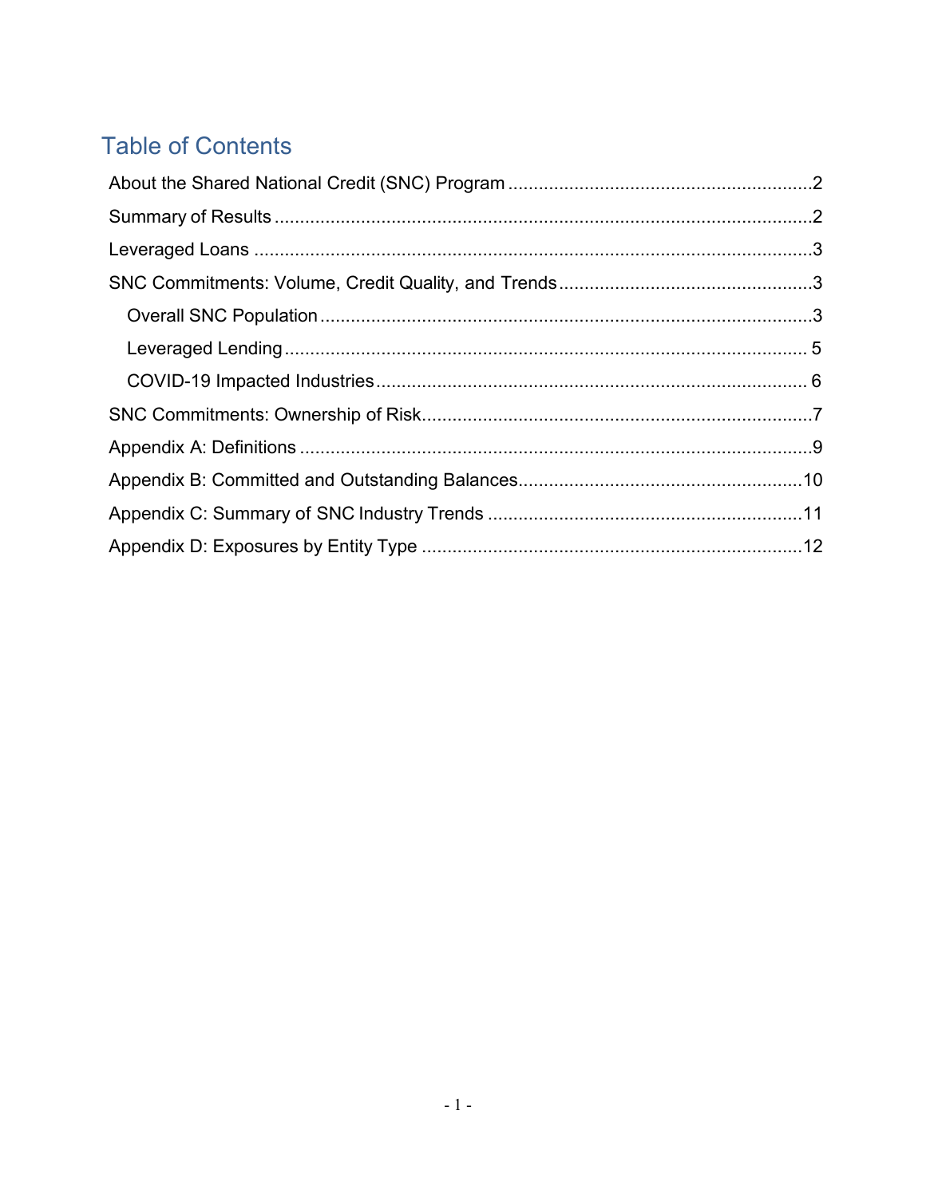# Table of Contents

- About the Shared National Credit (SNC) Program .......... 2
- Summary of Results .......... 2
- Leveraged Loans .......... 3
- SNC Commitments: Volume, Credit Quality, and Trends .......... 3
  - Overall SNC Population .......... 3
  - Leveraged Lending .......... 5
  - COVID-19 Impacted Industries .......... 6
- SNC Commitments: Ownership of Risk .......... 7
- Appendix A: Definitions .......... 9
- Appendix B: Committed and Outstanding Balances .......... 10
- Appendix C: Summary of SNC Industry Trends .......... 11
- Appendix D: Exposures by Entity Type .......... 12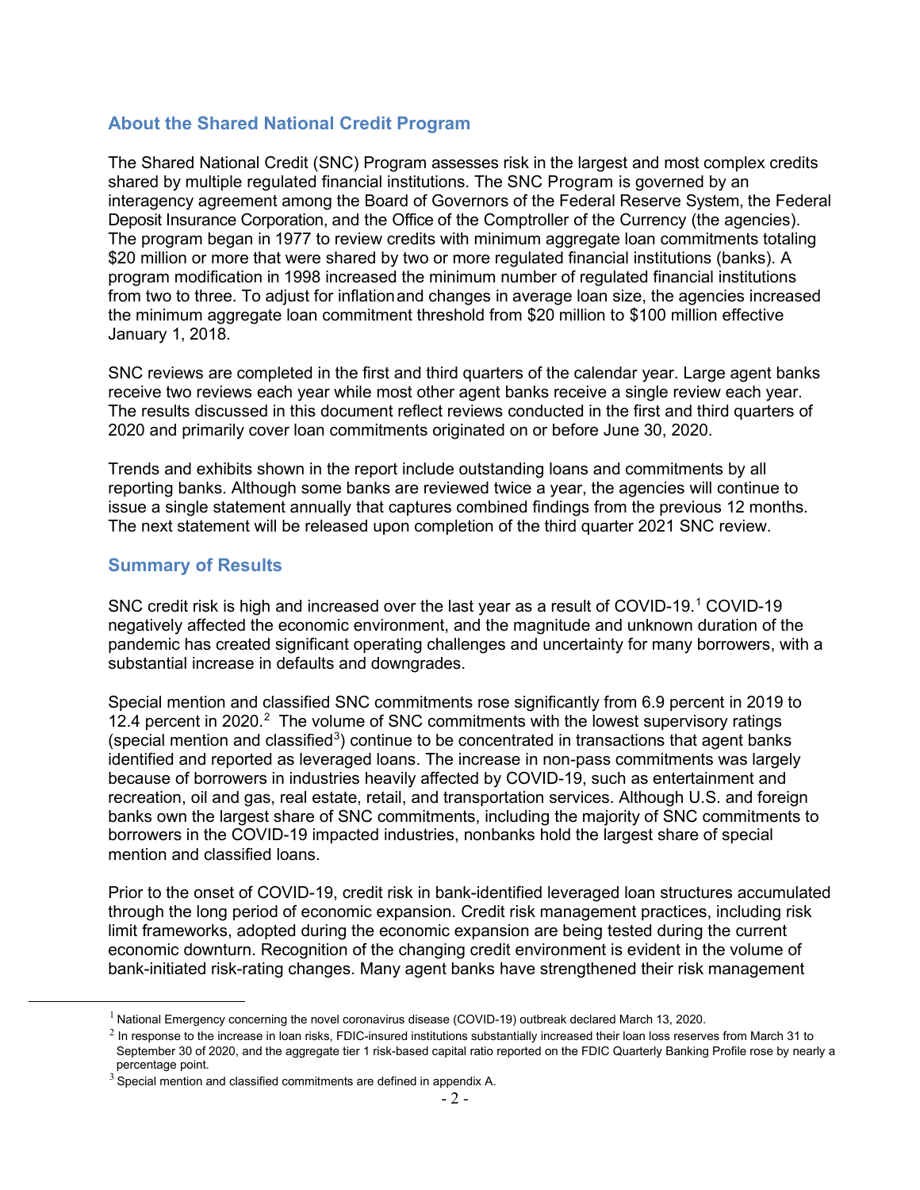## About the Shared National Credit Program

The Shared National Credit (SNC) Program assesses risk in the largest and most complex credits shared by multiple regulated financial institutions. The SNC Program is governed by an interagency agreement among the Board of Governors of the Federal Reserve System, the Federal Deposit Insurance Corporation, and the Office of the Comptroller of the Currency (the agencies). The program began in 1977 to review credits with minimum aggregate loan commitments totaling $20 million or more that were shared by two or more regulated financial institutions (banks). A program modification in 1998 increased the minimum number of regulated financial institutions from two to three. To adjust for inflation and changes in average loan size, the agencies increased the minimum aggregate loan commitment threshold from $20 million to $100 million effective January 1, 2018.

SNC reviews are completed in the first and third quarters of the calendar year. Large agent banks receive two reviews each year while most other agent banks receive a single review each year. The results discussed in this document reflect reviews conducted in the first and third quarters of 2020 and primarily cover loan commitments originated on or before June 30, 2020.

Trends and exhibits shown in the report include outstanding loans and commitments by all reporting banks. Although some banks are reviewed twice a year, the agencies will continue to issue a single statement annually that captures combined findings from the previous 12 months. The next statement will be released upon completion of the third quarter 2021 SNC review.

## Summary of Results

SNC credit risk is high and increased over the last year as a result of COVID-19.[1] COVID-19 negatively affected the economic environment, and the magnitude and unknown duration of the pandemic has created significant operating challenges and uncertainty for many borrowers, with a substantial increase in defaults and downgrades.

Special mention and classified SNC commitments rose significantly from 6.9 percent in 2019 to 12.4 percent in 2020.[2] The volume of SNC commitments with the lowest supervisory ratings (special mention and classified[3]) continue to be concentrated in transactions that agent banks identified and reported as leveraged loans. The increase in non-pass commitments was largely because of borrowers in industries heavily affected by COVID-19, such as entertainment and recreation, oil and gas, real estate, retail, and transportation services. Although U.S. and foreign banks own the largest share of SNC commitments, including the majority of SNC commitments to borrowers in the COVID-19 impacted industries, nonbanks hold the largest share of special mention and classified loans.

Prior to the onset of COVID-19, credit risk in bank-identified leveraged loan structures accumulated through the long period of economic expansion. Credit risk management practices, including risk limit frameworks, adopted during the economic expansion are being tested during the current economic downturn. Recognition of the changing credit environment is evident in the volume of bank-initiated risk-rating changes. Many agent banks have strengthened their risk management

---

[1] National Emergency concerning the novel coronavirus disease (COVID-19) outbreak declared March 13, 2020.

[2] In response to the increase in loan risks, FDIC-insured institutions substantially increased their loan loss reserves from March 31 to September 30 of 2020, and the aggregate tier 1 risk-based capital ratio reported on the FDIC Quarterly Banking Profile rose by nearly a percentage point.

[3] Special mention and classified commitments are defined in appendix A.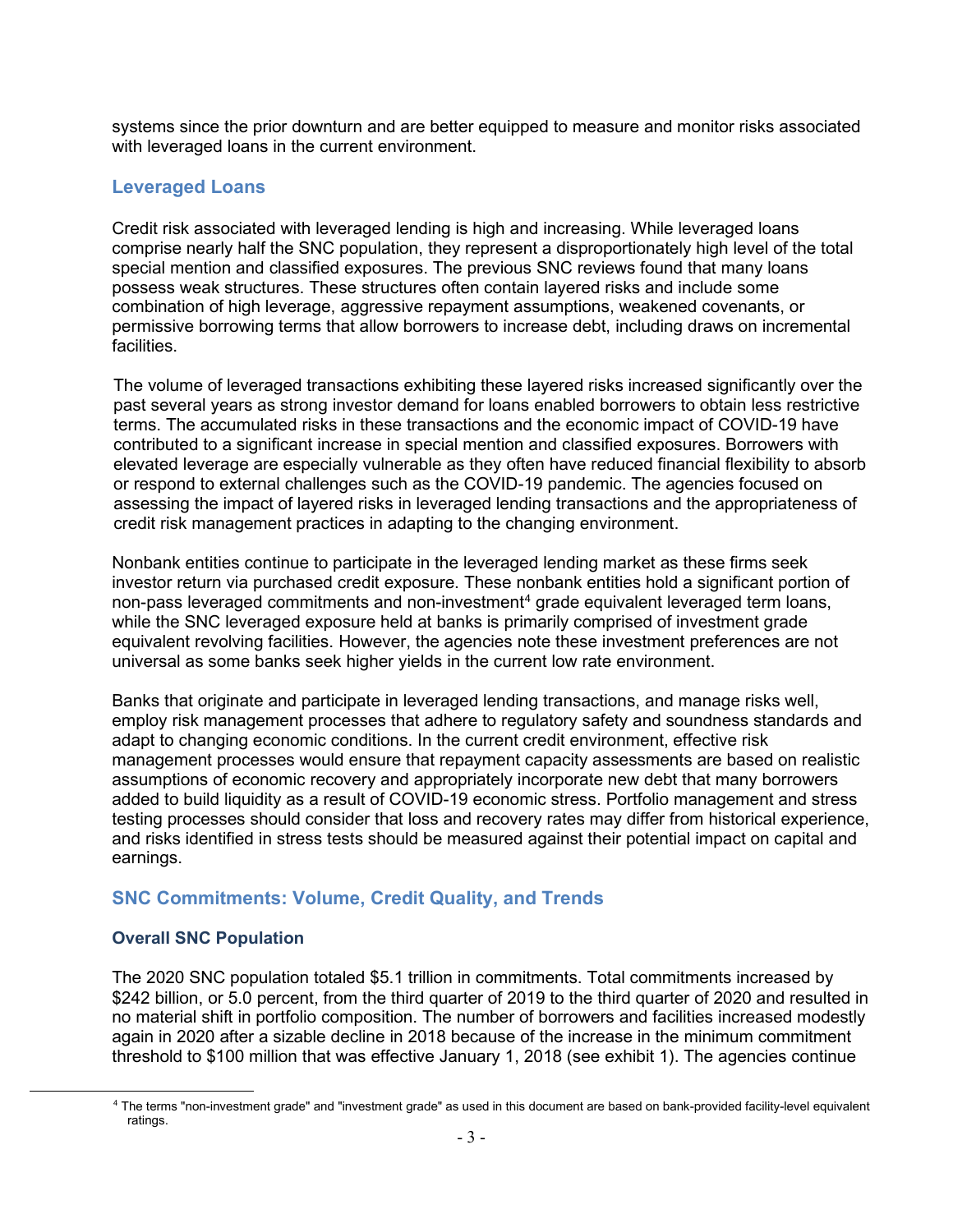systems since the prior downturn and are better equipped to measure and monitor risks associated with leveraged loans in the current environment.

## Leveraged Loans

Credit risk associated with leveraged lending is high and increasing. While leveraged loans comprise nearly half the SNC population, they represent a disproportionately high level of the total special mention and classified exposures. The previous SNC reviews found that many loans possess weak structures. These structures often contain layered risks and include some combination of high leverage, aggressive repayment assumptions, weakened covenants, or permissive borrowing terms that allow borrowers to increase debt, including draws on incremental facilities.

The volume of leveraged transactions exhibiting these layered risks increased significantly over the past several years as strong investor demand for loans enabled borrowers to obtain less restrictive terms. The accumulated risks in these transactions and the economic impact of COVID-19 have contributed to a significant increase in special mention and classified exposures. Borrowers with elevated leverage are especially vulnerable as they often have reduced financial flexibility to absorb or respond to external challenges such as the COVID-19 pandemic. The agencies focused on assessing the impact of layered risks in leveraged lending transactions and the appropriateness of credit risk management practices in adapting to the changing environment.

Nonbank entities continue to participate in the leveraged lending market as these firms seek investor return via purchased credit exposure. These nonbank entities hold a significant portion of non-pass leveraged commitments and non-investment[4] grade equivalent leveraged term loans, while the SNC leveraged exposure held at banks is primarily comprised of investment grade equivalent revolving facilities. However, the agencies note these investment preferences are not universal as some banks seek higher yields in the current low rate environment.

Banks that originate and participate in leveraged lending transactions, and manage risks well, employ risk management processes that adhere to regulatory safety and soundness standards and adapt to changing economic conditions. In the current credit environment, effective risk management processes would ensure that repayment capacity assessments are based on realistic assumptions of economic recovery and appropriately incorporate new debt that many borrowers added to build liquidity as a result of COVID-19 economic stress. Portfolio management and stress testing processes should consider that loss and recovery rates may differ from historical experience, and risks identified in stress tests should be measured against their potential impact on capital and earnings.

## SNC Commitments: Volume, Credit Quality, and Trends

### Overall SNC Population

The 2020 SNC population totaled \$5.1 trillion in commitments. Total commitments increased by \$242 billion, or 5.0 percent, from the third quarter of 2019 to the third quarter of 2020 and resulted in no material shift in portfolio composition. The number of borrowers and facilities increased modestly again in 2020 after a sizable decline in 2018 because of the increase in the minimum commitment threshold to \$100 million that was effective January 1, 2018 (see exhibit 1). The agencies continue

[4] The terms "non-investment grade" and "investment grade" as used in this document are based on bank-provided facility-level equivalent ratings.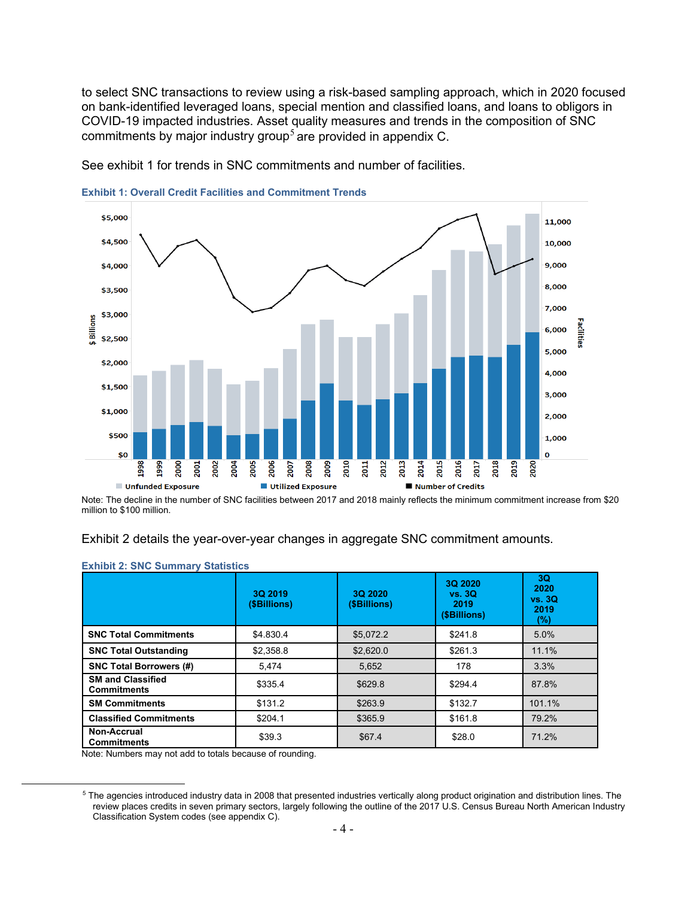to select SNC transactions to review using a risk-based sampling approach, which in 2020 focused on bank-identified leveraged loans, special mention and classified loans, and loans to obligors in COVID-19 impacted industries. Asset quality measures and trends in the composition of SNC commitments by major industry group[5] are provided in appendix C.

See exhibit 1 for trends in SNC commitments and number of facilities.

**Exhibit 1: Overall Credit Facilities and Commitment Trends**

Note: The decline in the number of SNC facilities between 2017 and 2018 mainly reflects the minimum commitment increase from $20 million to $100 million.

Exhibit 2 details the year-over-year changes in aggregate SNC commitment amounts.

**Exhibit 2: SNC Summary Statistics**

| | 3Q 2019 ($Billions) | 3Q 2020 ($Billions) | 3Q 2020 vs. 3Q 2019 ($Billions) | 3Q 2020 vs. 3Q 2019 (%) |
|---|---|---|---|---|
| **SNC Total Commitments** | $4.830.4 | $5,072.2 | $241.8 | 5.0% |
| **SNC Total Outstanding** | $2,358.8 | $2,620.0 | $261.3 | 11.1% |
| **SNC Total Borrowers (#)** | 5,474 | 5,652 | 178 | 3.3% |
| **SM and Classified Commitments** | $335.4 | $629.8 | $294.4 | 87.8% |
| **SM Commitments** | $131.2 | $263.9 | $132.7 | 101.1% |
| **Classified Commitments** | $204.1 | $365.9 | $161.8 | 79.2% |
| **Non-Accrual Commitments** | $39.3 | $67.4 | $28.0 | 71.2% |

Note: Numbers may not add to totals because of rounding.

[5] The agencies introduced industry data in 2008 that presented industries vertically along product origination and distribution lines. The review places credits in seven primary sectors, largely following the outline of the 2017 U.S. Census Bureau North American Industry Classification System codes (see appendix C).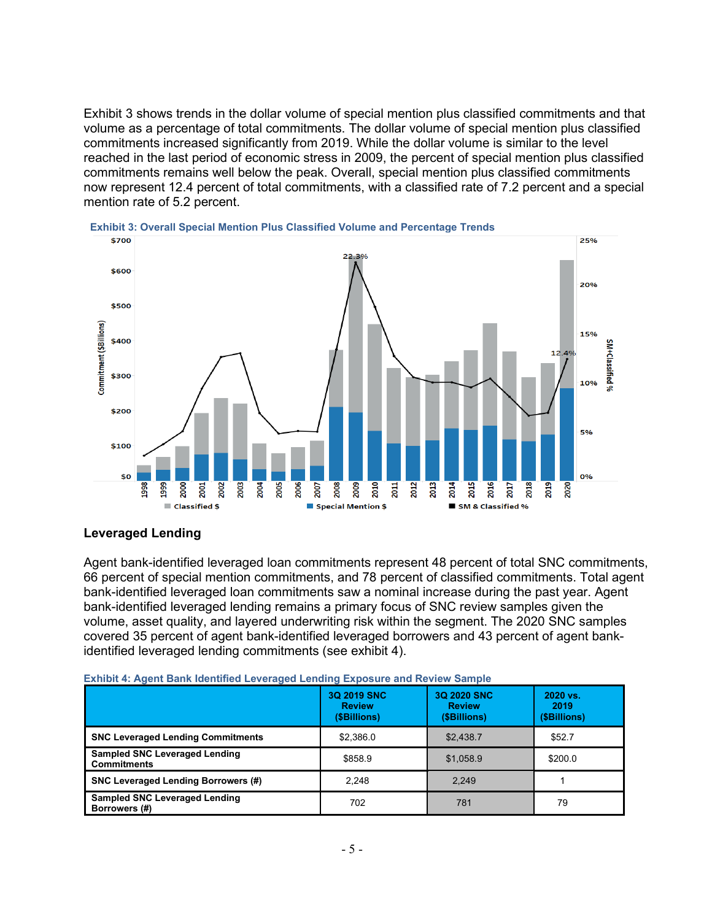Exhibit 3 shows trends in the dollar volume of special mention plus classified commitments and that volume as a percentage of total commitments. The dollar volume of special mention plus classified commitments increased significantly from 2019. While the dollar volume is similar to the level reached in the last period of economic stress in 2009, the percent of special mention plus classified commitments remains well below the peak. Overall, special mention plus classified commitments now represent 12.4 percent of total commitments, with a classified rate of 7.2 percent and a special mention rate of 5.2 percent.

**Exhibit 3: Overall Special Mention Plus Classified Volume and Percentage Trends**

## Leveraged Lending

Agent bank-identified leveraged loan commitments represent 48 percent of total SNC commitments, 66 percent of special mention commitments, and 78 percent of classified commitments. Total agent bank-identified leveraged loan commitments saw a nominal increase during the past year. Agent bank-identified leveraged lending remains a primary focus of SNC review samples given the volume, asset quality, and layered underwriting risk within the segment. The 2020 SNC samples covered 35 percent of agent bank-identified leveraged borrowers and 43 percent of agent bank-identified leveraged lending commitments (see exhibit 4).

**Exhibit 4: Agent Bank Identified Leveraged Lending Exposure and Review Sample**

| | 3Q 2019 SNC Review ($Billions) | 3Q 2020 SNC Review ($Billions) | 2020 vs. 2019 ($Billions) |
|---|---|---|---|
| **SNC Leveraged Lending Commitments** | $2,386.0 | $2,438.7 | $52.7 |
| **Sampled SNC Leveraged Lending Commitments** | $858.9 | $1,058.9 | $200.0 |
| **SNC Leveraged Lending Borrowers (#)** | 2,248 | 2,249 | 1 |
| **Sampled SNC Leveraged Lending Borrowers (#)** | 702 | 781 | 79 |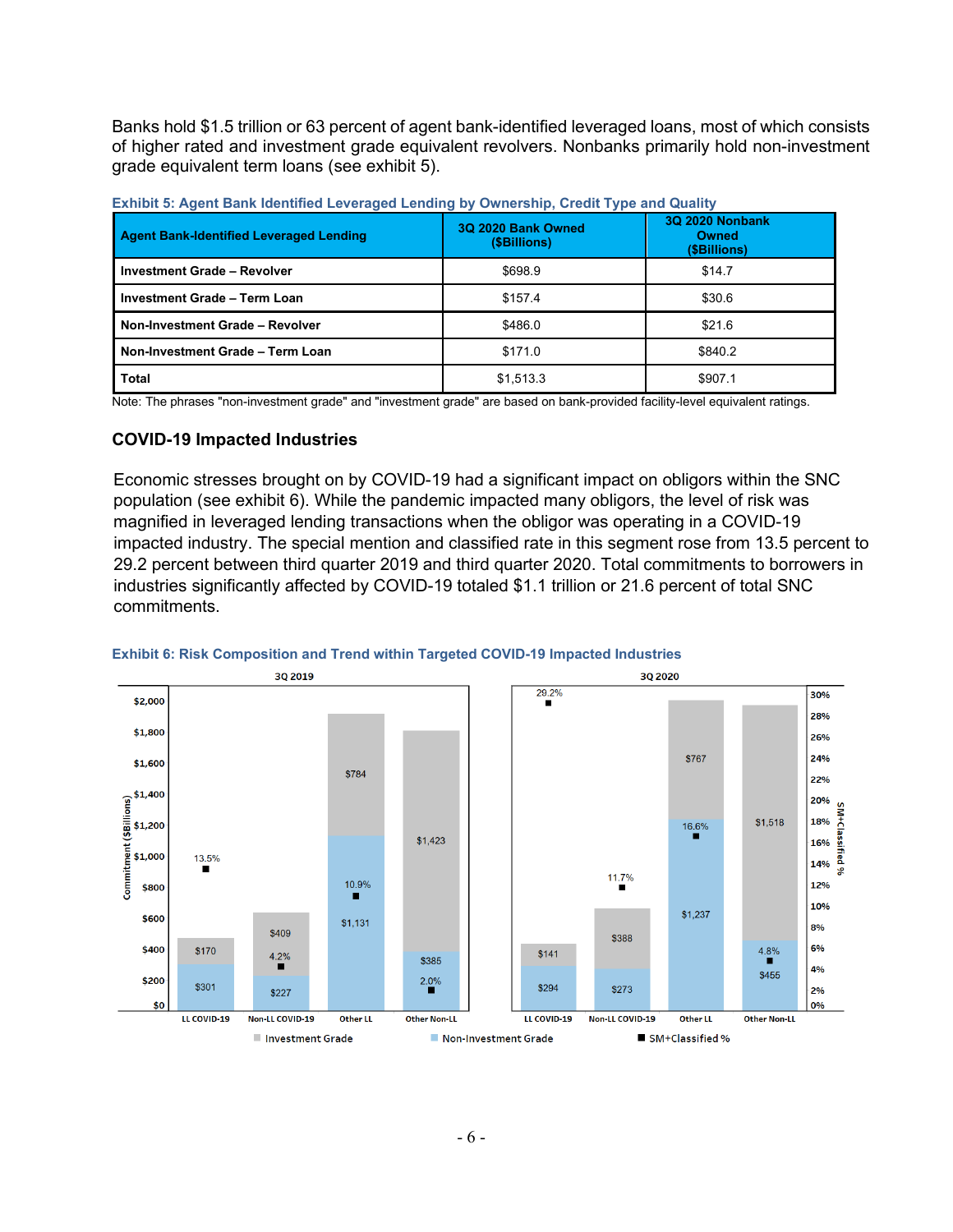Banks hold $1.5 trillion or 63 percent of agent bank-identified leveraged loans, most of which consists of higher rated and investment grade equivalent revolvers. Nonbanks primarily hold non-investment grade equivalent term loans (see exhibit 5).

**Exhibit 5: Agent Bank Identified Leveraged Lending by Ownership, Credit Type and Quality**

| Agent Bank-Identified Leveraged Lending | 3Q 2020 Bank Owned ($Billions) | 3Q 2020 Nonbank Owned ($Billions) |
|---|---|---|
| Investment Grade – Revolver | $698.9 | $14.7 |
| Investment Grade – Term Loan | $157.4 | $30.6 |
| Non-Investment Grade – Revolver | $486.0 | $21.6 |
| Non-Investment Grade – Term Loan | $171.0 | $840.2 |
| Total | $1,513.3 | $907.1 |

Note: The phrases "non-investment grade" and "investment grade" are based on bank-provided facility-level equivalent ratings.

## COVID-19 Impacted Industries

Economic stresses brought on by COVID-19 had a significant impact on obligors within the SNC population (see exhibit 6). While the pandemic impacted many obligors, the level of risk was magnified in leveraged lending transactions when the obligor was operating in a COVID-19 impacted industry. The special mention and classified rate in this segment rose from 13.5 percent to 29.2 percent between third quarter 2019 and third quarter 2020. Total commitments to borrowers in industries significantly affected by COVID-19 totaled $1.1 trillion or 21.6 percent of total SNC commitments.

**Exhibit 6: Risk Composition and Trend within Targeted COVID-19 Impacted Industries**

| Category | 3Q 2019 Investment Grade ($B) | 3Q 2019 Non-Investment Grade ($B) | 3Q 2019 SM+Classified % | 3Q 2020 Investment Grade ($B) | 3Q 2020 Non-Investment Grade ($B) | 3Q 2020 SM+Classified % |
|---|---|---|---|---|---|---|
| LL COVID-19 | $170 | $301 | 13.5% | $141 | $294 | 29.2% |
| Non-LL COVID-19 | $409 | $227 | 4.2% | $388 | $273 | 11.7% |
| Other LL | $784 | $1,131 | 10.9% | $767 | $1,237 | 16.6% |
| Other Non-LL | $1,423 | $385 | 2.0% | $1,518 | $455 | 4.8% |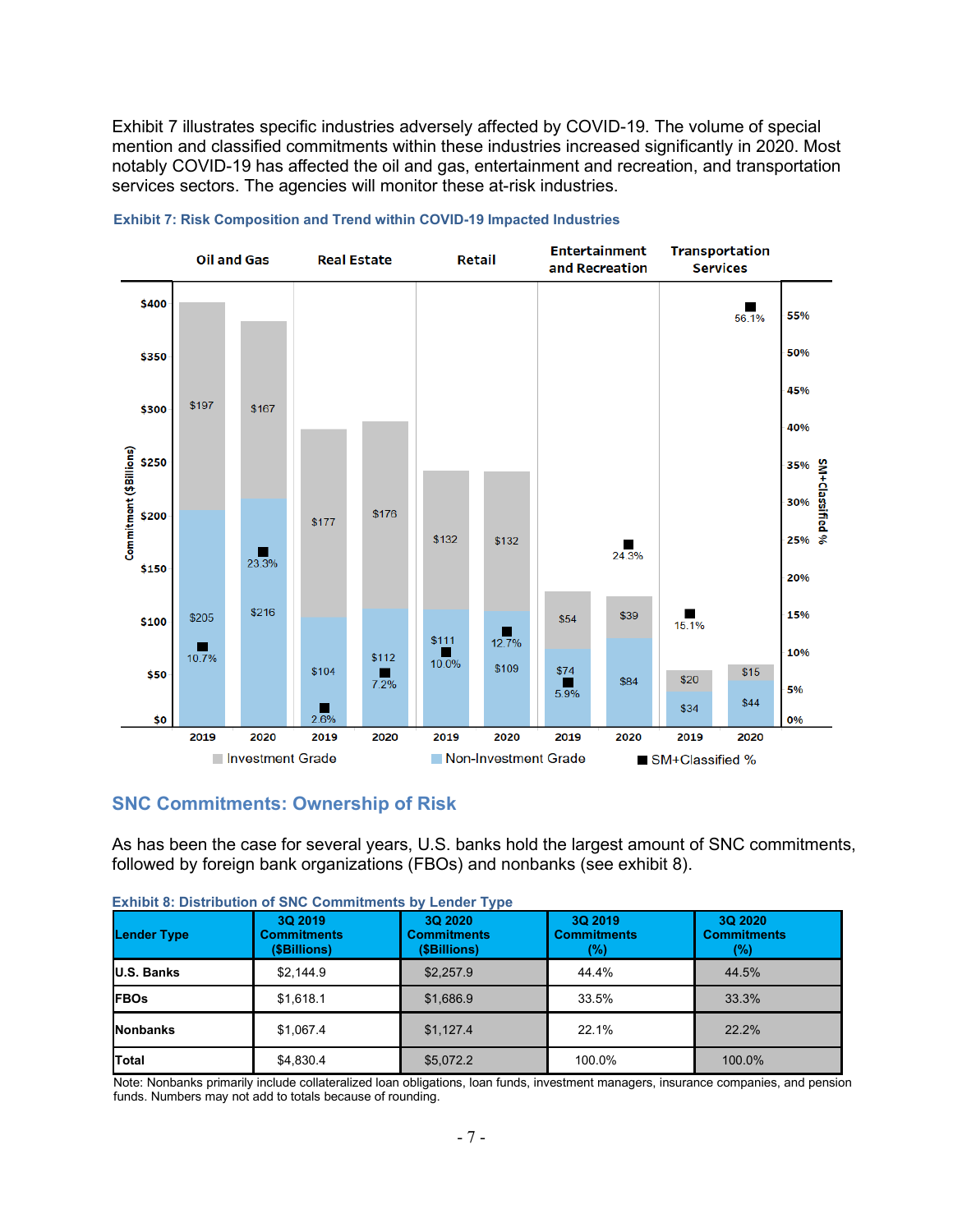Exhibit 7 illustrates specific industries adversely affected by COVID-19. The volume of special mention and classified commitments within these industries increased significantly in 2020. Most notably COVID-19 has affected the oil and gas, entertainment and recreation, and transportation services sectors. The agencies will monitor these at-risk industries.

**Exhibit 7: Risk Composition and Trend within COVID-19 Impacted Industries**

| Industry | Year | Investment Grade ($Billions) | Non-Investment Grade ($Billions) | SM+Classified % |
|---|---|---|---|---|
| Oil and Gas | 2019 | $197 | $205 | 10.7% |
| Oil and Gas | 2020 | $167 | $216 | 23.3% |
| Real Estate | 2019 | $177 | $104 | 2.6% |
| Real Estate | 2020 | $176 | $112 | 7.2% |
| Retail | 2019 | $132 | $111 | 10.0% |
| Retail | 2020 | $132 | $109 | 12.7% |
| Entertainment and Recreation | 2019 | $54 | $74 | 5.9% |
| Entertainment and Recreation | 2020 | $39 | $84 | 24.3% |
| Transportation Services | 2019 | $20 | $34 | 15.1% |
| Transportation Services | 2020 | $15 | $44 | 56.1% |

## SNC Commitments: Ownership of Risk

As has been the case for several years, U.S. banks hold the largest amount of SNC commitments, followed by foreign bank organizations (FBOs) and nonbanks (see exhibit 8).

**Exhibit 8: Distribution of SNC Commitments by Lender Type**

| Lender Type | 3Q 2019 Commitments ($Billions) | 3Q 2020 Commitments ($Billions) | 3Q 2019 Commitments (%) | 3Q 2020 Commitments (%) |
|---|---|---|---|---|
| **U.S. Banks** | $2,144.9 | $2,257.9 | 44.4% | 44.5% |
| **FBOs** | $1,618.1 | $1,686.9 | 33.5% | 33.3% |
| **Nonbanks** | $1,067.4 | $1,127.4 | 22.1% | 22.2% |
| **Total** | $4,830.4 | $5,072.2 | 100.0% | 100.0% |

Note: Nonbanks primarily include collateralized loan obligations, loan funds, investment managers, insurance companies, and pension funds. Numbers may not add to totals because of rounding.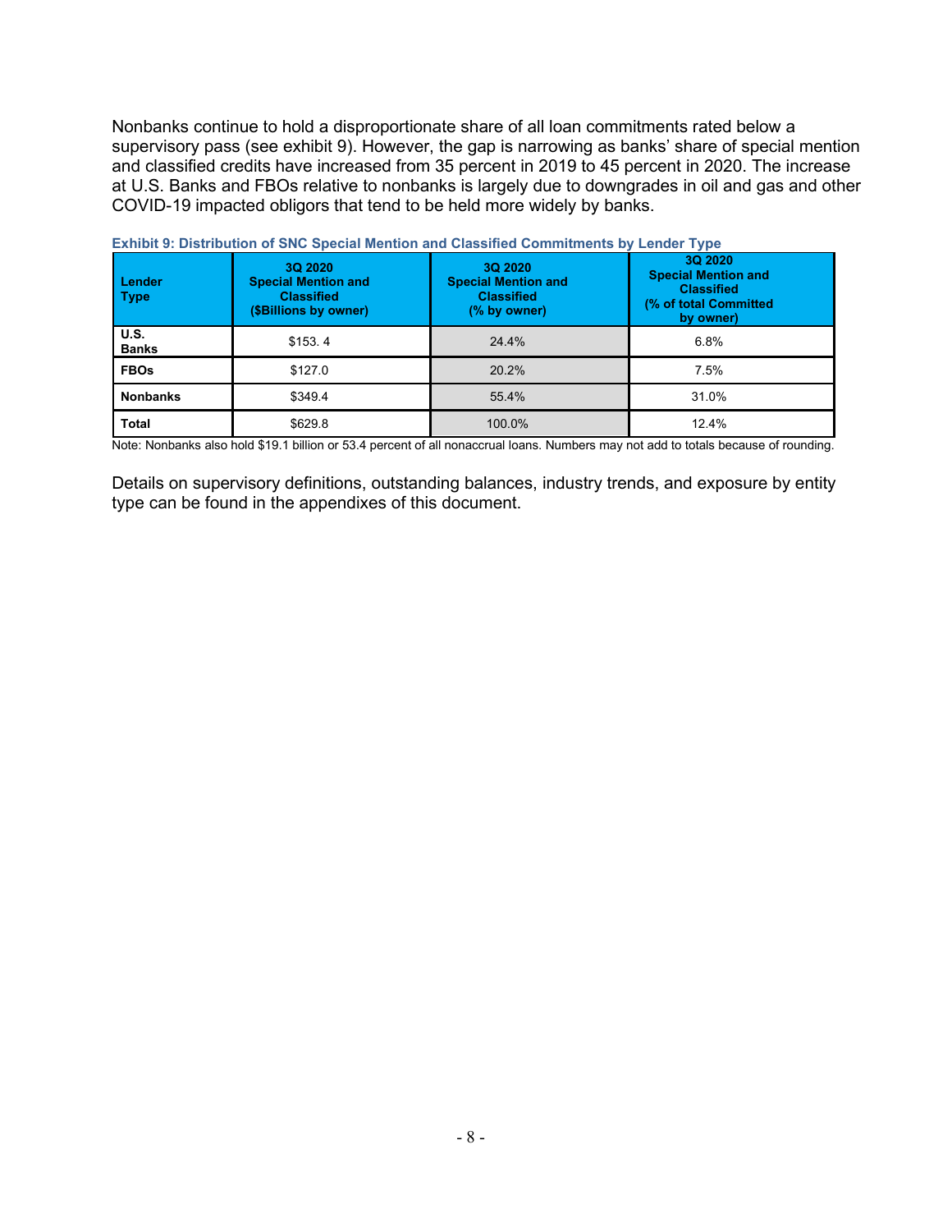Nonbanks continue to hold a disproportionate share of all loan commitments rated below a supervisory pass (see exhibit 9). However, the gap is narrowing as banks' share of special mention and classified credits have increased from 35 percent in 2019 to 45 percent in 2020. The increase at U.S. Banks and FBOs relative to nonbanks is largely due to downgrades in oil and gas and other COVID-19 impacted obligors that tend to be held more widely by banks.

**Exhibit 9: Distribution of SNC Special Mention and Classified Commitments by Lender Type**

| Lender Type | 3Q 2020 Special Mention and Classified ($Billions by owner) | 3Q 2020 Special Mention and Classified (% by owner) | 3Q 2020 Special Mention and Classified (% of total Committed by owner) |
|---|---|---|---|
| **U.S. Banks** | $153. 4 | 24.4% | 6.8% |
| **FBOs** | $127.0 | 20.2% | 7.5% |
| **Nonbanks** | $349.4 | 55.4% | 31.0% |
| **Total** | $629.8 | 100.0% | 12.4% |

Note: Nonbanks also hold $19.1 billion or 53.4 percent of all nonaccrual loans. Numbers may not add to totals because of rounding.

Details on supervisory definitions, outstanding balances, industry trends, and exposure by entity type can be found in the appendixes of this document.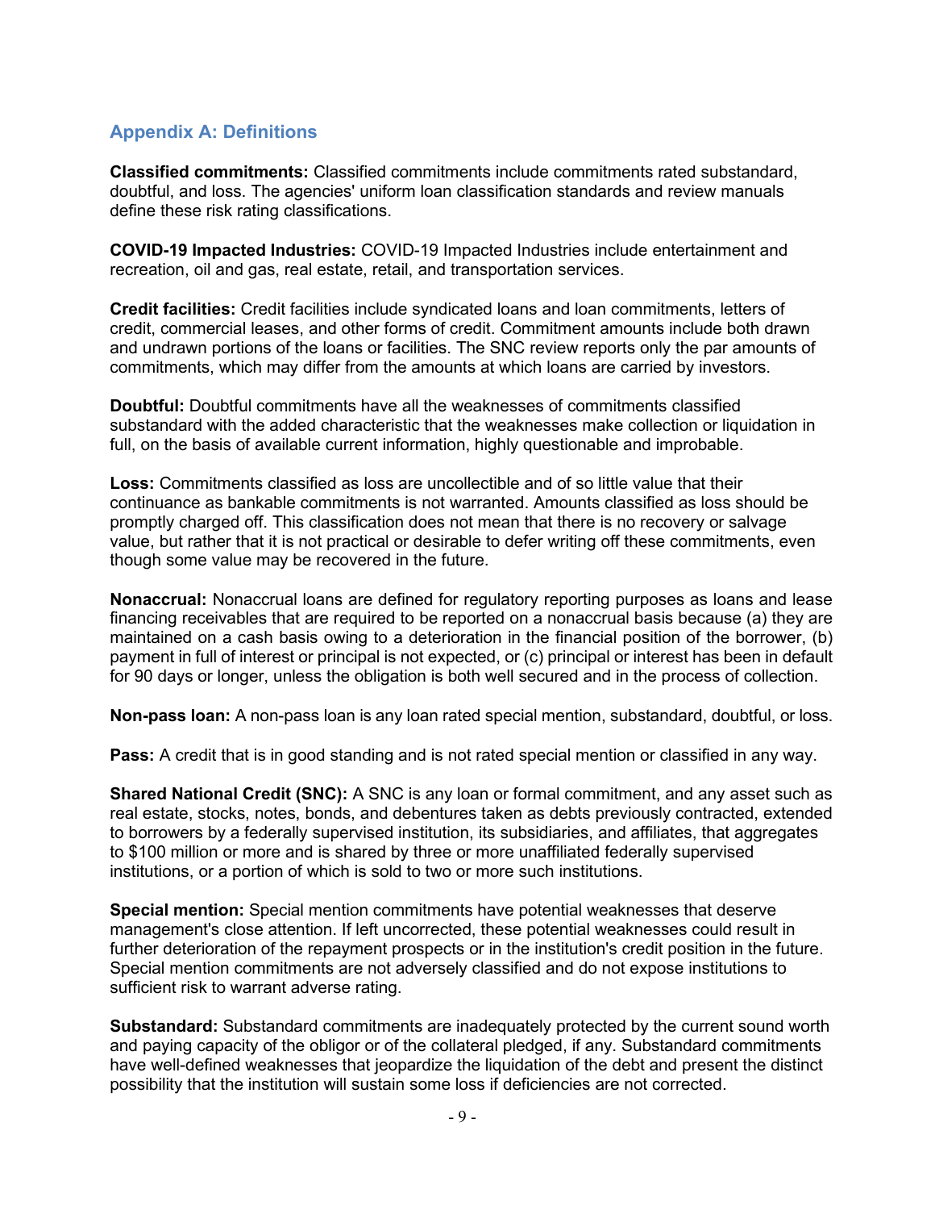## Appendix A: Definitions

**Classified commitments:** Classified commitments include commitments rated substandard, doubtful, and loss. The agencies' uniform loan classification standards and review manuals define these risk rating classifications.

**COVID-19 Impacted Industries:** COVID-19 Impacted Industries include entertainment and recreation, oil and gas, real estate, retail, and transportation services.

**Credit facilities:** Credit facilities include syndicated loans and loan commitments, letters of credit, commercial leases, and other forms of credit. Commitment amounts include both drawn and undrawn portions of the loans or facilities. The SNC review reports only the par amounts of commitments, which may differ from the amounts at which loans are carried by investors.

**Doubtful:** Doubtful commitments have all the weaknesses of commitments classified substandard with the added characteristic that the weaknesses make collection or liquidation in full, on the basis of available current information, highly questionable and improbable.

**Loss:** Commitments classified as loss are uncollectible and of so little value that their continuance as bankable commitments is not warranted. Amounts classified as loss should be promptly charged off. This classification does not mean that there is no recovery or salvage value, but rather that it is not practical or desirable to defer writing off these commitments, even though some value may be recovered in the future.

**Nonaccrual:** Nonaccrual loans are defined for regulatory reporting purposes as loans and lease financing receivables that are required to be reported on a nonaccrual basis because (a) they are maintained on a cash basis owing to a deterioration in the financial position of the borrower, (b) payment in full of interest or principal is not expected, or (c) principal or interest has been in default for 90 days or longer, unless the obligation is both well secured and in the process of collection.

**Non-pass loan:** A non-pass loan is any loan rated special mention, substandard, doubtful, or loss.

**Pass:** A credit that is in good standing and is not rated special mention or classified in any way.

**Shared National Credit (SNC):** A SNC is any loan or formal commitment, and any asset such as real estate, stocks, notes, bonds, and debentures taken as debts previously contracted, extended to borrowers by a federally supervised institution, its subsidiaries, and affiliates, that aggregates to $100 million or more and is shared by three or more unaffiliated federally supervised institutions, or a portion of which is sold to two or more such institutions.

**Special mention:** Special mention commitments have potential weaknesses that deserve management's close attention. If left uncorrected, these potential weaknesses could result in further deterioration of the repayment prospects or in the institution's credit position in the future. Special mention commitments are not adversely classified and do not expose institutions to sufficient risk to warrant adverse rating.

**Substandard:** Substandard commitments are inadequately protected by the current sound worth and paying capacity of the obligor or of the collateral pledged, if any. Substandard commitments have well-defined weaknesses that jeopardize the liquidation of the debt and present the distinct possibility that the institution will sustain some loss if deficiencies are not corrected.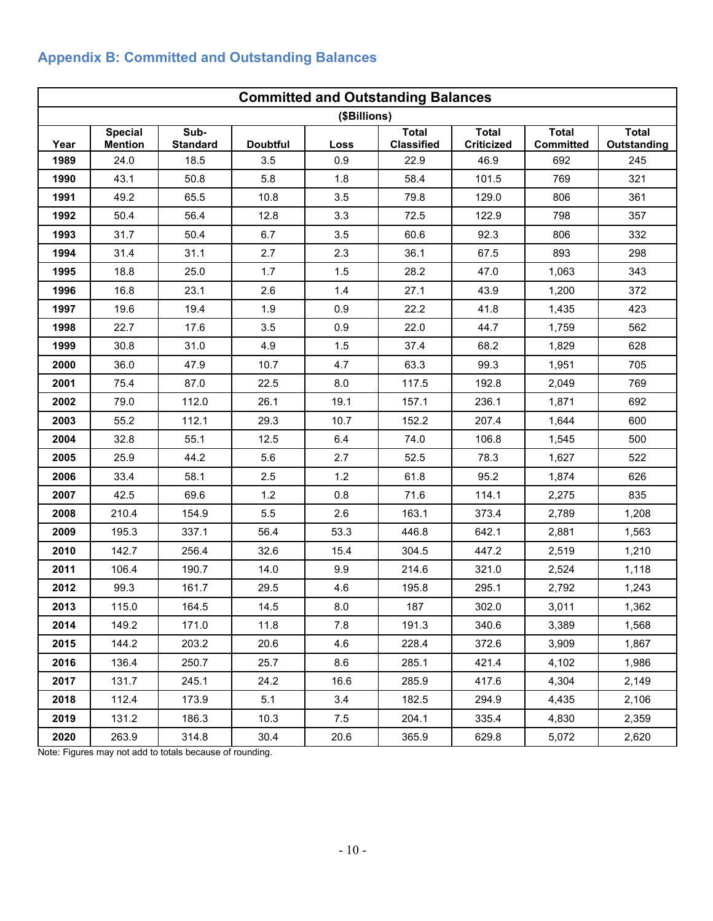## Appendix B: Committed and Outstanding Balances

| Committed and Outstanding Balances | | | | | | | | |
|---|---|---|---|---|---|---|---|---|
| ($Billions) | | | | | | | | |
| Year | Special Mention | Sub-Standard | Doubtful | Loss | Total Classified | Total Criticized | Total Committed | Total Outstanding |
| 1989 | 24.0 | 18.5 | 3.5 | 0.9 | 22.9 | 46.9 | 692 | 245 |
| 1990 | 43.1 | 50.8 | 5.8 | 1.8 | 58.4 | 101.5 | 769 | 321 |
| 1991 | 49.2 | 65.5 | 10.8 | 3.5 | 79.8 | 129.0 | 806 | 361 |
| 1992 | 50.4 | 56.4 | 12.8 | 3.3 | 72.5 | 122.9 | 798 | 357 |
| 1993 | 31.7 | 50.4 | 6.7 | 3.5 | 60.6 | 92.3 | 806 | 332 |
| 1994 | 31.4 | 31.1 | 2.7 | 2.3 | 36.1 | 67.5 | 893 | 298 |
| 1995 | 18.8 | 25.0 | 1.7 | 1.5 | 28.2 | 47.0 | 1,063 | 343 |
| 1996 | 16.8 | 23.1 | 2.6 | 1.4 | 27.1 | 43.9 | 1,200 | 372 |
| 1997 | 19.6 | 19.4 | 1.9 | 0.9 | 22.2 | 41.8 | 1,435 | 423 |
| 1998 | 22.7 | 17.6 | 3.5 | 0.9 | 22.0 | 44.7 | 1,759 | 562 |
| 1999 | 30.8 | 31.0 | 4.9 | 1.5 | 37.4 | 68.2 | 1,829 | 628 |
| 2000 | 36.0 | 47.9 | 10.7 | 4.7 | 63.3 | 99.3 | 1,951 | 705 |
| 2001 | 75.4 | 87.0 | 22.5 | 8.0 | 117.5 | 192.8 | 2,049 | 769 |
| 2002 | 79.0 | 112.0 | 26.1 | 19.1 | 157.1 | 236.1 | 1,871 | 692 |
| 2003 | 55.2 | 112.1 | 29.3 | 10.7 | 152.2 | 207.4 | 1,644 | 600 |
| 2004 | 32.8 | 55.1 | 12.5 | 6.4 | 74.0 | 106.8 | 1,545 | 500 |
| 2005 | 25.9 | 44.2 | 5.6 | 2.7 | 52.5 | 78.3 | 1,627 | 522 |
| 2006 | 33.4 | 58.1 | 2.5 | 1.2 | 61.8 | 95.2 | 1,874 | 626 |
| 2007 | 42.5 | 69.6 | 1.2 | 0.8 | 71.6 | 114.1 | 2,275 | 835 |
| 2008 | 210.4 | 154.9 | 5.5 | 2.6 | 163.1 | 373.4 | 2,789 | 1,208 |
| 2009 | 195.3 | 337.1 | 56.4 | 53.3 | 446.8 | 642.1 | 2,881 | 1,563 |
| 2010 | 142.7 | 256.4 | 32.6 | 15.4 | 304.5 | 447.2 | 2,519 | 1,210 |
| 2011 | 106.4 | 190.7 | 14.0 | 9.9 | 214.6 | 321.0 | 2,524 | 1,118 |
| 2012 | 99.3 | 161.7 | 29.5 | 4.6 | 195.8 | 295.1 | 2,792 | 1,243 |
| 2013 | 115.0 | 164.5 | 14.5 | 8.0 | 187 | 302.0 | 3,011 | 1,362 |
| 2014 | 149.2 | 171.0 | 11.8 | 7.8 | 191.3 | 340.6 | 3,389 | 1,568 |
| 2015 | 144.2 | 203.2 | 20.6 | 4.6 | 228.4 | 372.6 | 3,909 | 1,867 |
| 2016 | 136.4 | 250.7 | 25.7 | 8.6 | 285.1 | 421.4 | 4,102 | 1,986 |
| 2017 | 131.7 | 245.1 | 24.2 | 16.6 | 285.9 | 417.6 | 4,304 | 2,149 |
| 2018 | 112.4 | 173.9 | 5.1 | 3.4 | 182.5 | 294.9 | 4,435 | 2,106 |
| 2019 | 131.2 | 186.3 | 10.3 | 7.5 | 204.1 | 335.4 | 4,830 | 2,359 |
| 2020 | 263.9 | 314.8 | 30.4 | 20.6 | 365.9 | 629.8 | 5,072 | 2,620 |

Note: Figures may not add to totals because of rounding.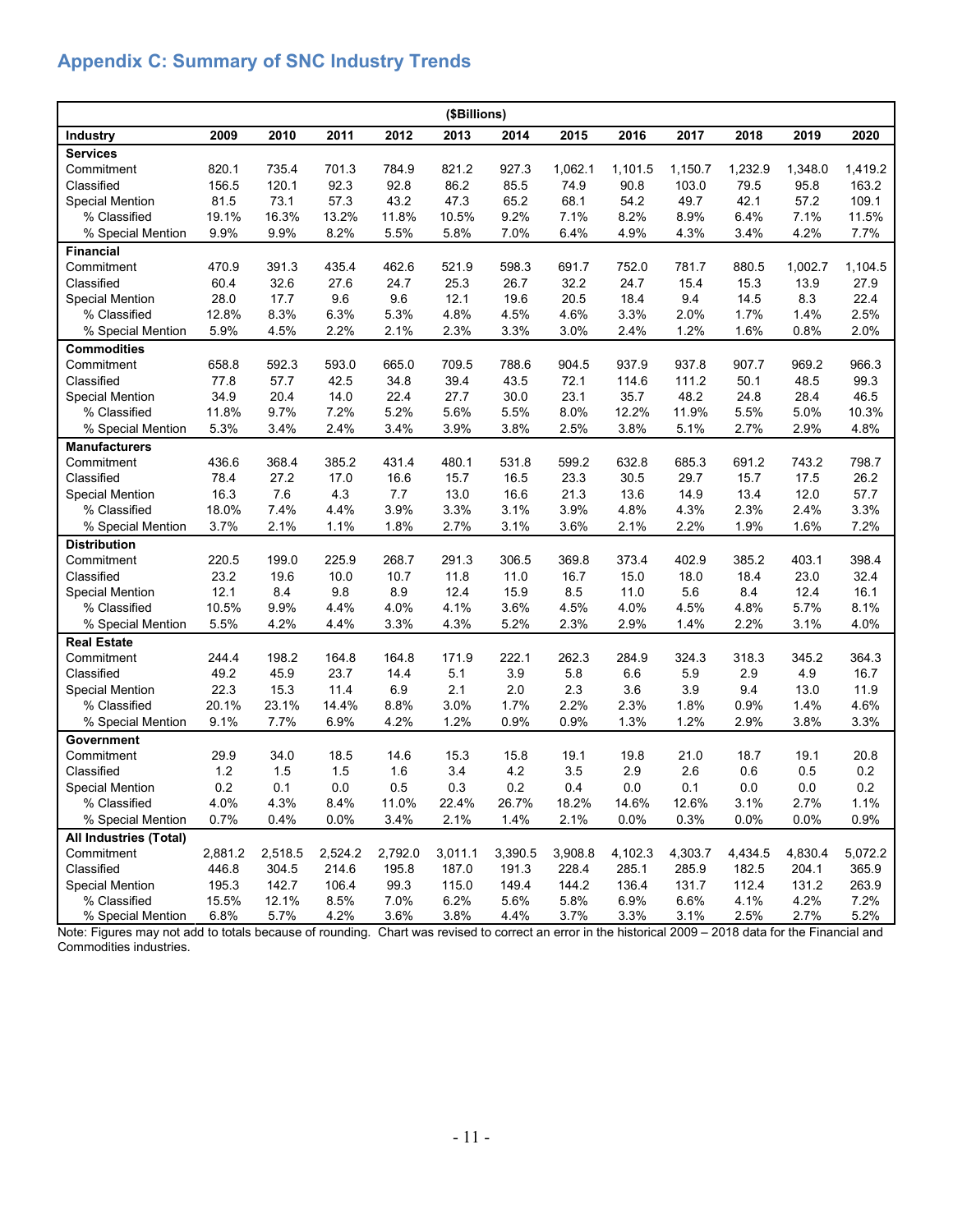## Appendix C: Summary of SNC Industry Trends

| ($Billions) | | | | | | | | | | | | |
|---|---|---|---|---|---|---|---|---|---|---|---|---|
| **Industry** | **2009** | **2010** | **2011** | **2012** | **2013** | **2014** | **2015** | **2016** | **2017** | **2018** | **2019** | **2020** |
| **Services** | | | | | | | | | | | | |
| Commitment | 820.1 | 735.4 | 701.3 | 784.9 | 821.2 | 927.3 | 1,062.1 | 1,101.5 | 1,150.7 | 1,232.9 | 1,348.0 | 1,419.2 |
| Classified | 156.5 | 120.1 | 92.3 | 92.8 | 86.2 | 85.5 | 74.9 | 90.8 | 103.0 | 79.5 | 95.8 | 163.2 |
| Special Mention | 81.5 | 73.1 | 57.3 | 43.2 | 47.3 | 65.2 | 68.1 | 54.2 | 49.7 | 42.1 | 57.2 | 109.1 |
| % Classified | 19.1% | 16.3% | 13.2% | 11.8% | 10.5% | 9.2% | 7.1% | 8.2% | 8.9% | 6.4% | 7.1% | 11.5% |
| % Special Mention | 9.9% | 9.9% | 8.2% | 5.5% | 5.8% | 7.0% | 6.4% | 4.9% | 4.3% | 3.4% | 4.2% | 7.7% |
| **Financial** | | | | | | | | | | | | |
| Commitment | 470.9 | 391.3 | 435.4 | 462.6 | 521.9 | 598.3 | 691.7 | 752.0 | 781.7 | 880.5 | 1,002.7 | 1,104.5 |
| Classified | 60.4 | 32.6 | 27.6 | 24.7 | 25.3 | 26.7 | 32.2 | 24.7 | 15.4 | 15.3 | 13.9 | 27.9 |
| Special Mention | 28.0 | 17.7 | 9.6 | 9.6 | 12.1 | 19.6 | 20.5 | 18.4 | 9.4 | 14.5 | 8.3 | 22.4 |
| % Classified | 12.8% | 8.3% | 6.3% | 5.3% | 4.8% | 4.5% | 4.6% | 3.3% | 2.0% | 1.7% | 1.4% | 2.5% |
| % Special Mention | 5.9% | 4.5% | 2.2% | 2.1% | 2.3% | 3.3% | 3.0% | 2.4% | 1.2% | 1.6% | 0.8% | 2.0% |
| **Commodities** | | | | | | | | | | | | |
| Commitment | 658.8 | 592.3 | 593.0 | 665.0 | 709.5 | 788.6 | 904.5 | 937.9 | 937.8 | 907.7 | 969.2 | 966.3 |
| Classified | 77.8 | 57.7 | 42.5 | 34.8 | 39.4 | 43.5 | 72.1 | 114.6 | 111.2 | 50.1 | 48.5 | 99.3 |
| Special Mention | 34.9 | 20.4 | 14.0 | 22.4 | 27.7 | 30.0 | 23.1 | 35.7 | 48.2 | 24.8 | 28.4 | 46.5 |
| % Classified | 11.8% | 9.7% | 7.2% | 5.2% | 5.6% | 5.5% | 8.0% | 12.2% | 11.9% | 5.5% | 5.0% | 10.3% |
| % Special Mention | 5.3% | 3.4% | 2.4% | 3.4% | 3.9% | 3.8% | 2.5% | 3.8% | 5.1% | 2.7% | 2.9% | 4.8% |
| **Manufacturers** | | | | | | | | | | | | |
| Commitment | 436.6 | 368.4 | 385.2 | 431.4 | 480.1 | 531.8 | 599.2 | 632.8 | 685.3 | 691.2 | 743.2 | 798.7 |
| Classified | 78.4 | 27.2 | 17.0 | 16.6 | 15.7 | 16.5 | 23.3 | 30.5 | 29.7 | 15.7 | 17.5 | 26.2 |
| Special Mention | 16.3 | 7.6 | 4.3 | 7.7 | 13.0 | 16.6 | 21.3 | 13.6 | 14.9 | 13.4 | 12.0 | 57.7 |
| % Classified | 18.0% | 7.4% | 4.4% | 3.9% | 3.3% | 3.1% | 3.9% | 4.8% | 4.3% | 2.3% | 2.4% | 3.3% |
| % Special Mention | 3.7% | 2.1% | 1.1% | 1.8% | 2.7% | 3.1% | 3.6% | 2.1% | 2.2% | 1.9% | 1.6% | 7.2% |
| **Distribution** | | | | | | | | | | | | |
| Commitment | 220.5 | 199.0 | 225.9 | 268.7 | 291.3 | 306.5 | 369.8 | 373.4 | 402.9 | 385.2 | 403.1 | 398.4 |
| Classified | 23.2 | 19.6 | 10.0 | 10.7 | 11.8 | 11.0 | 16.7 | 15.0 | 18.0 | 18.4 | 23.0 | 32.4 |
| Special Mention | 12.1 | 8.4 | 9.8 | 8.9 | 12.4 | 15.9 | 8.5 | 11.0 | 5.6 | 8.4 | 12.4 | 16.1 |
| % Classified | 10.5% | 9.9% | 4.4% | 4.0% | 4.1% | 3.6% | 4.5% | 4.0% | 4.5% | 4.8% | 5.7% | 8.1% |
| % Special Mention | 5.5% | 4.2% | 4.4% | 3.3% | 4.3% | 5.2% | 2.3% | 2.9% | 1.4% | 2.2% | 3.1% | 4.0% |
| **Real Estate** | | | | | | | | | | | | |
| Commitment | 244.4 | 198.2 | 164.8 | 164.8 | 171.9 | 222.1 | 262.3 | 284.9 | 324.3 | 318.3 | 345.2 | 364.3 |
| Classified | 49.2 | 45.9 | 23.7 | 14.4 | 5.1 | 3.9 | 5.8 | 6.6 | 5.9 | 2.9 | 4.9 | 16.7 |
| Special Mention | 22.3 | 15.3 | 11.4 | 6.9 | 2.1 | 2.0 | 2.3 | 3.6 | 3.9 | 9.4 | 13.0 | 11.9 |
| % Classified | 20.1% | 23.1% | 14.4% | 8.8% | 3.0% | 1.7% | 2.2% | 2.3% | 1.8% | 0.9% | 1.4% | 4.6% |
| % Special Mention | 9.1% | 7.7% | 6.9% | 4.2% | 1.2% | 0.9% | 0.9% | 1.3% | 1.2% | 2.9% | 3.8% | 3.3% |
| **Government** | | | | | | | | | | | | |
| Commitment | 29.9 | 34.0 | 18.5 | 14.6 | 15.3 | 15.8 | 19.1 | 19.8 | 21.0 | 18.7 | 19.1 | 20.8 |
| Classified | 1.2 | 1.5 | 1.5 | 1.6 | 3.4 | 4.2 | 3.5 | 2.9 | 2.6 | 0.6 | 0.5 | 0.2 |
| Special Mention | 0.2 | 0.1 | 0.0 | 0.5 | 0.3 | 0.2 | 0.4 | 0.0 | 0.1 | 0.0 | 0.0 | 0.2 |
| % Classified | 4.0% | 4.3% | 8.4% | 11.0% | 22.4% | 26.7% | 18.2% | 14.6% | 12.6% | 3.1% | 2.7% | 1.1% |
| % Special Mention | 0.7% | 0.4% | 0.0% | 3.4% | 2.1% | 1.4% | 2.1% | 0.0% | 0.3% | 0.0% | 0.0% | 0.9% |
| **All Industries (Total)** | | | | | | | | | | | | |
| Commitment | 2,881.2 | 2,518.5 | 2,524.2 | 2,792.0 | 3,011.1 | 3,390.5 | 3,908.8 | 4,102.3 | 4,303.7 | 4,434.5 | 4,830.4 | 5,072.2 |
| Classified | 446.8 | 304.5 | 214.6 | 195.8 | 187.0 | 191.3 | 228.4 | 285.1 | 285.9 | 182.5 | 204.1 | 365.9 |
| Special Mention | 195.3 | 142.7 | 106.4 | 99.3 | 115.0 | 149.4 | 144.2 | 136.4 | 131.7 | 112.4 | 131.2 | 263.9 |
| % Classified | 15.5% | 12.1% | 8.5% | 7.0% | 6.2% | 5.6% | 5.8% | 6.9% | 6.6% | 4.1% | 4.2% | 7.2% |
| % Special Mention | 6.8% | 5.7% | 4.2% | 3.6% | 3.8% | 4.4% | 3.7% | 3.3% | 3.1% | 2.5% | 2.7% | 5.2% |

Note: Figures may not add to totals because of rounding. Chart was revised to correct an error in the historical 2009 – 2018 data for the Financial and Commodities industries.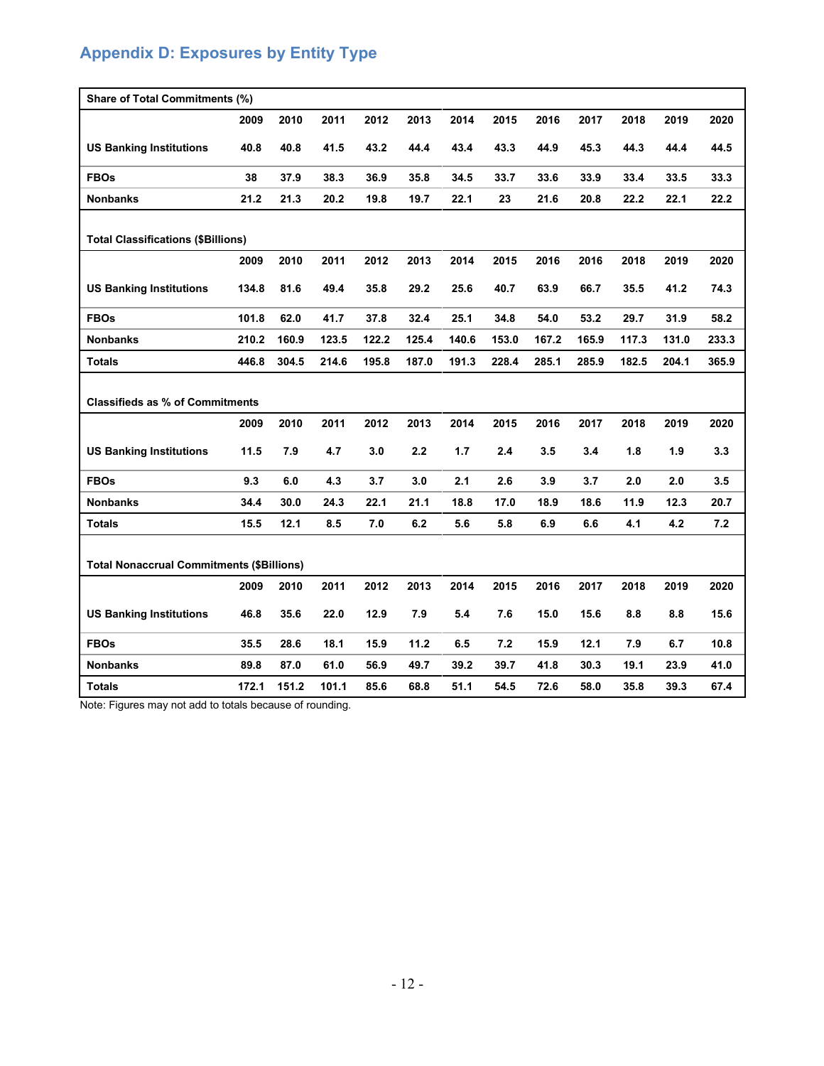## Appendix D: Exposures by Entity Type

| Share of Total Commitments (%) | | | | | | | | | | | | |
|---|---|---|---|---|---|---|---|---|---|---|---|---|
| | 2009 | 2010 | 2011 | 2012 | 2013 | 2014 | 2015 | 2016 | 2017 | 2018 | 2019 | 2020 |
| US Banking Institutions | 40.8 | 40.8 | 41.5 | 43.2 | 44.4 | 43.4 | 43.3 | 44.9 | 45.3 | 44.3 | 44.4 | 44.5 |
| FBOs | 38 | 37.9 | 38.3 | 36.9 | 35.8 | 34.5 | 33.7 | 33.6 | 33.9 | 33.4 | 33.5 | 33.3 |
| Nonbanks | 21.2 | 21.3 | 20.2 | 19.8 | 19.7 | 22.1 | 23 | 21.6 | 20.8 | 22.2 | 22.1 | 22.2 |

| Total Classifications ($Billions) | | | | | | | | | | | | |
|---|---|---|---|---|---|---|---|---|---|---|---|---|
| | 2009 | 2010 | 2011 | 2012 | 2013 | 2014 | 2015 | 2016 | 2016 | 2018 | 2019 | 2020 |
| US Banking Institutions | 134.8 | 81.6 | 49.4 | 35.8 | 29.2 | 25.6 | 40.7 | 63.9 | 66.7 | 35.5 | 41.2 | 74.3 |
| FBOs | 101.8 | 62.0 | 41.7 | 37.8 | 32.4 | 25.1 | 34.8 | 54.0 | 53.2 | 29.7 | 31.9 | 58.2 |
| Nonbanks | 210.2 | 160.9 | 123.5 | 122.2 | 125.4 | 140.6 | 153.0 | 167.2 | 165.9 | 117.3 | 131.0 | 233.3 |
| Totals | 446.8 | 304.5 | 214.6 | 195.8 | 187.0 | 191.3 | 228.4 | 285.1 | 285.9 | 182.5 | 204.1 | 365.9 |

| Classifieds as % of Commitments | | | | | | | | | | | | |
|---|---|---|---|---|---|---|---|---|---|---|---|---|
| | 2009 | 2010 | 2011 | 2012 | 2013 | 2014 | 2015 | 2016 | 2017 | 2018 | 2019 | 2020 |
| US Banking Institutions | 11.5 | 7.9 | 4.7 | 3.0 | 2.2 | 1.7 | 2.4 | 3.5 | 3.4 | 1.8 | 1.9 | 3.3 |
| FBOs | 9.3 | 6.0 | 4.3 | 3.7 | 3.0 | 2.1 | 2.6 | 3.9 | 3.7 | 2.0 | 2.0 | 3.5 |
| Nonbanks | 34.4 | 30.0 | 24.3 | 22.1 | 21.1 | 18.8 | 17.0 | 18.9 | 18.6 | 11.9 | 12.3 | 20.7 |
| Totals | 15.5 | 12.1 | 8.5 | 7.0 | 6.2 | 5.6 | 5.8 | 6.9 | 6.6 | 4.1 | 4.2 | 7.2 |

| Total Nonaccrual Commitments ($Billions) | | | | | | | | | | | | |
|---|---|---|---|---|---|---|---|---|---|---|---|---|
| | 2009 | 2010 | 2011 | 2012 | 2013 | 2014 | 2015 | 2016 | 2017 | 2018 | 2019 | 2020 |
| US Banking Institutions | 46.8 | 35.6 | 22.0 | 12.9 | 7.9 | 5.4 | 7.6 | 15.0 | 15.6 | 8.8 | 8.8 | 15.6 |
| FBOs | 35.5 | 28.6 | 18.1 | 15.9 | 11.2 | 6.5 | 7.2 | 15.9 | 12.1 | 7.9 | 6.7 | 10.8 |
| Nonbanks | 89.8 | 87.0 | 61.0 | 56.9 | 49.7 | 39.2 | 39.7 | 41.8 | 30.3 | 19.1 | 23.9 | 41.0 |
| Totals | 172.1 | 151.2 | 101.1 | 85.6 | 68.8 | 51.1 | 54.5 | 72.6 | 58.0 | 35.8 | 39.3 | 67.4 |

Note: Figures may not add to totals because of rounding.